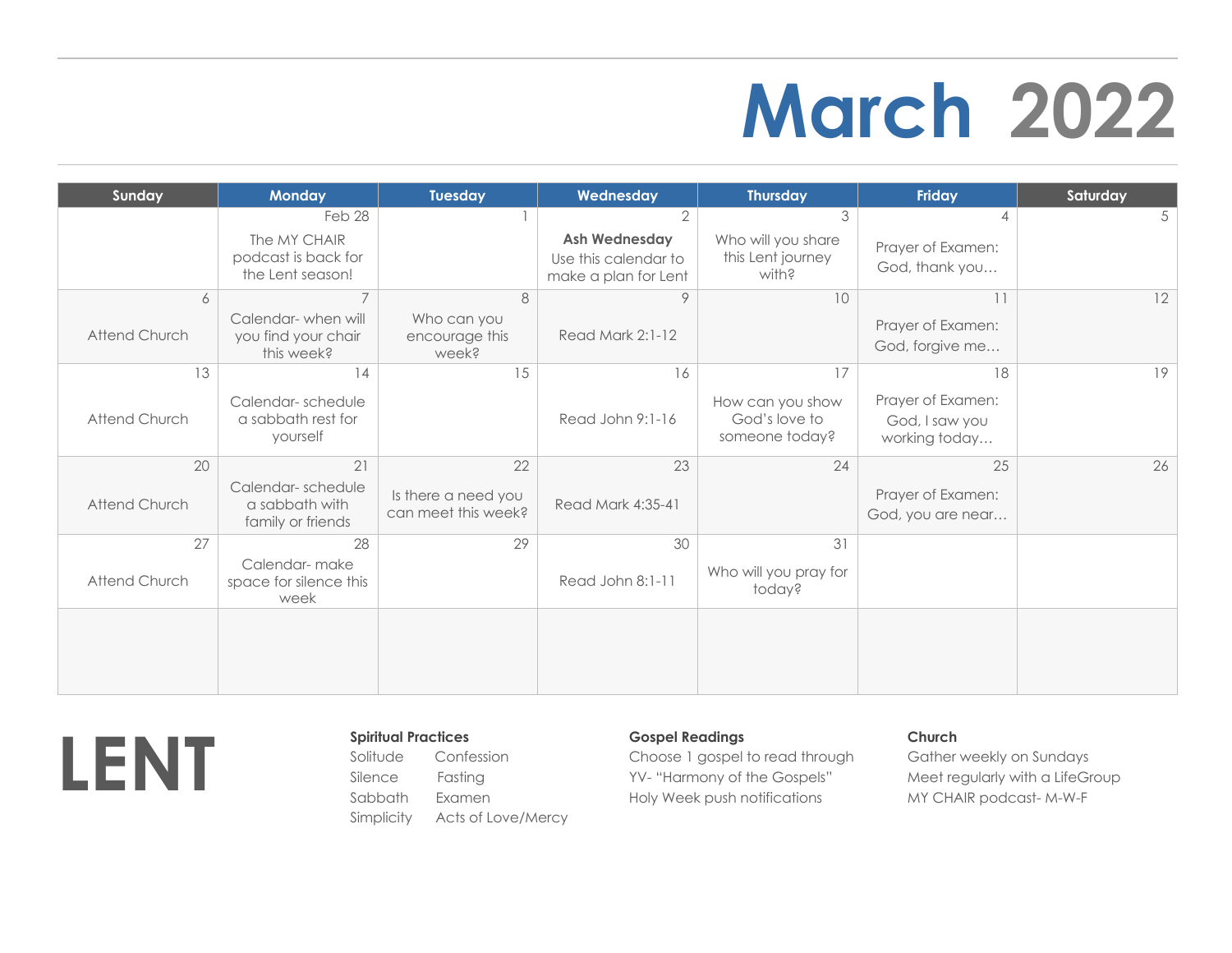# March 2022

| Sunday | Monday | Tuesday | Wednesday | Thursday | Friday | Saturday |
|---|---|---|---|---|---|---|
| | Feb 28<br>The MY CHAIR podcast is back for the Lent season! | 1 | 2<br>**Ash Wednesday**<br>Use this calendar to make a plan for Lent | 3<br>Who will you share this Lent journey with? | 4<br>Prayer of Examen: God, thank you… | 5 |
| 6<br>Attend Church | 7<br>Calendar- when will you find your chair this week? | 8<br>Who can you encourage this week? | 9<br>Read Mark 2:1-12 | 10 | 11<br>Prayer of Examen: God, forgive me… | 12 |
| 13<br>Attend Church | 14<br>Calendar- schedule a sabbath rest for yourself | 15 | 16<br>Read John 9:1-16 | 17<br>How can you show God's love to someone today? | 18<br>Prayer of Examen: God, I saw you working today… | 19 |
| 20<br>Attend Church | 21<br>Calendar- schedule a sabbath with family or friends | 22<br>Is there a need you can meet this week? | 23<br>Read Mark 4:35-41 | 24 | 25<br>Prayer of Examen: God, you are near… | 26 |
| 27<br>Attend Church | 28<br>Calendar- make space for silence this week | 29 | 30<br>Read John 8:1-11 | 31<br>Who will you pray for today? | | |
| | | | | | | |

# LENT

**Spiritual Practices**

| | |
|---|---|
| Solitude | Confession |
| Silence | Fasting |
| Sabbath | Examen |
| Simplicity | Acts of Love/Mercy |

**Gospel Readings**

Choose 1 gospel to read through
YV- "Harmony of the Gospels"
Holy Week push notifications

**Church**

Gather weekly on Sundays
Meet regularly with a LifeGroup
MY CHAIR podcast- M-W-F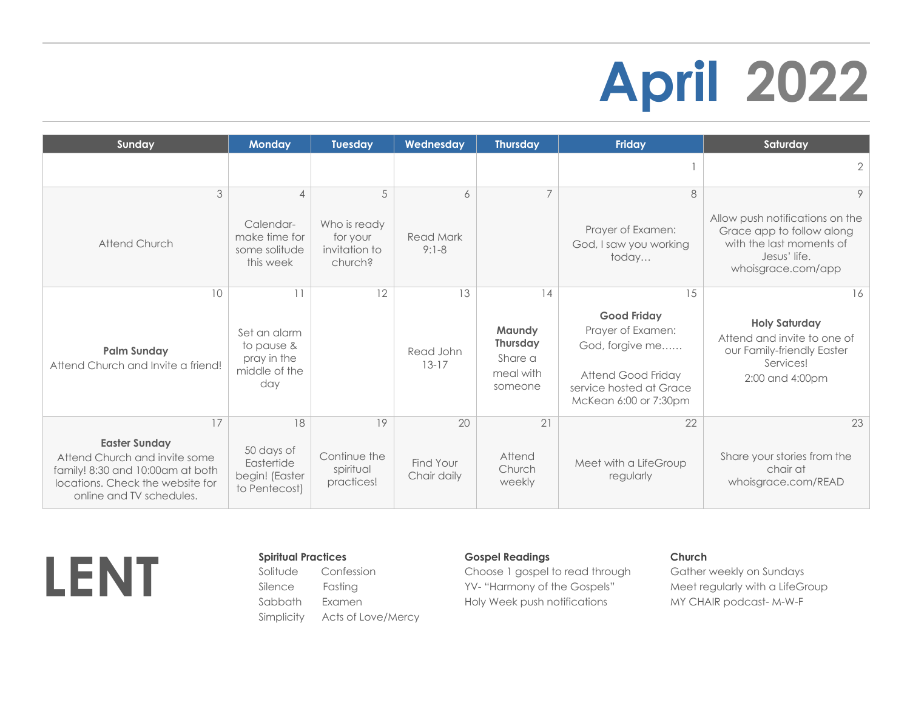# April 2022

| Sunday | Monday | Tuesday | Wednesday | Thursday | Friday | Saturday |
|---|---|---|---|---|---|---|
| | | | | | 1 | 2 |
| 3<br>Attend Church | 4<br>Calendar- make time for some solitude this week | 5<br>Who is ready for your invitation to church? | 6<br>Read Mark 9:1-8 | 7 | 8<br>Prayer of Examen: God, I saw you working today… | 9<br>Allow push notifications on the Grace app to follow along with the last moments of Jesus' life. whoisgrace.com/app |
| 10<br>**Palm Sunday**<br>Attend Church and Invite a friend! | 11<br>Set an alarm to pause & pray in the middle of the day | 12 | 13<br>Read John 13-17 | 14<br>**Maundy Thursday**<br>Share a meal with someone | 15<br>**Good Friday**<br>Prayer of Examen: God, forgive me……<br>Attend Good Friday service hosted at Grace McKean 6:00 or 7:30pm | 16<br>**Holy Saturday**<br>Attend and invite to one of our Family-friendly Easter Services!<br>2:00 and 4:00pm |
| 17<br>**Easter Sunday**<br>Attend Church and invite some family! 8:30 and 10:00am at both locations. Check the website for online and TV schedules. | 18<br>50 days of Eastertide begin! (Easter to Pentecost) | 19<br>Continue the spiritual practices! | 20<br>Find Your Chair daily | 21<br>Attend Church weekly | 22<br>Meet with a LifeGroup regularly | 23<br>Share your stories from the chair at whoisgrace.com/READ |

# LENT

**Spiritual Practices**

| | |
|---|---|
| Solitude | Confession |
| Silence | Fasting |
| Sabbath | Examen |
| Simplicity | Acts of Love/Mercy |

**Gospel Readings**

Choose 1 gospel to read through
YV- "Harmony of the Gospels"
Holy Week push notifications

**Church**

Gather weekly on Sundays
Meet regularly with a LifeGroup
MY CHAIR podcast- M-W-F